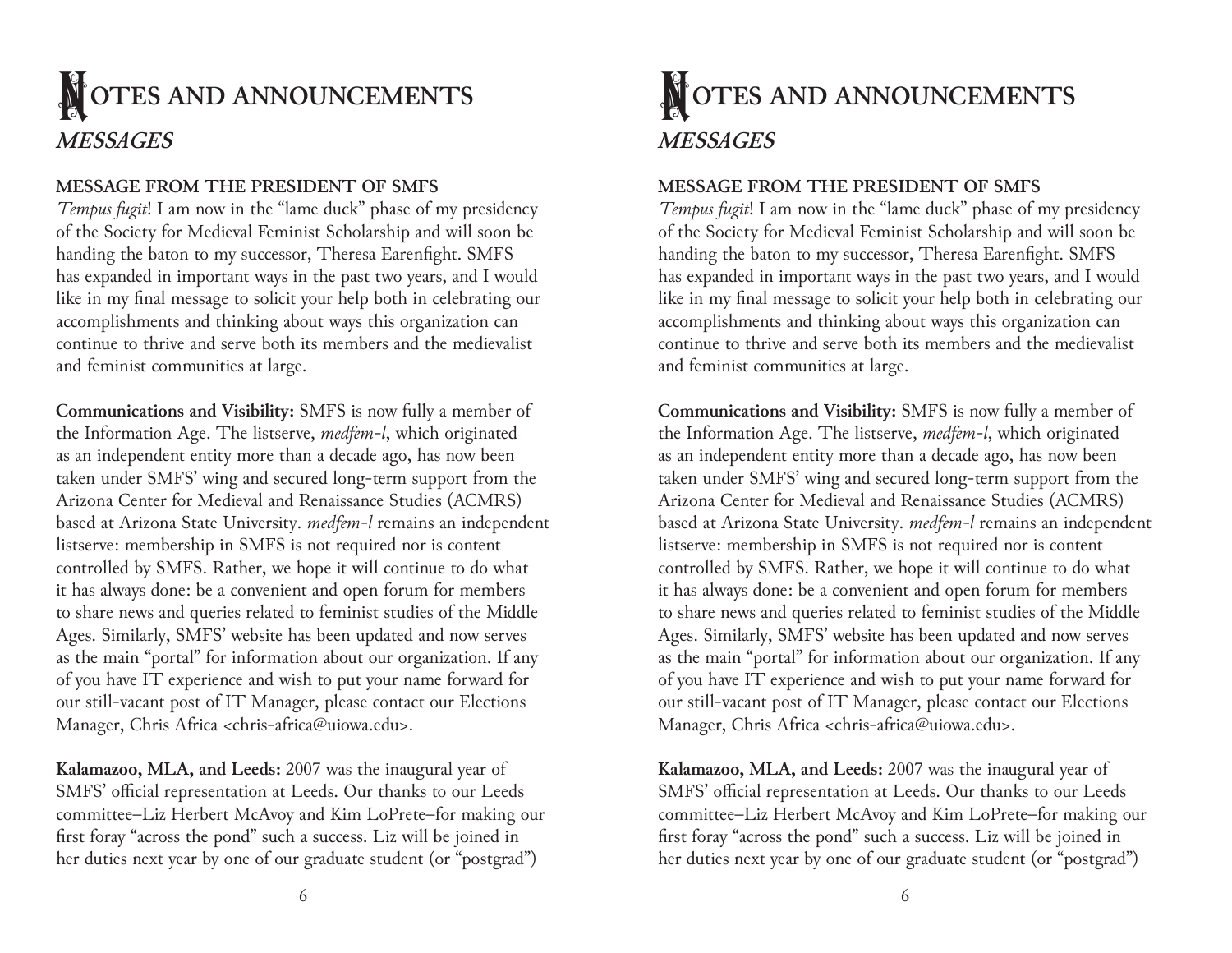# NOTES AND ANNOUNCEMENTS

## *MESSAGES*

### MESSAGE FROM THE PRESIDENT OF SMFS

*Tempus fugit*! I am now in the "lame duck" phase of my presidency of the Society for Medieval Feminist Scholarship and will soon be handing the baton to my successor, Theresa Earenfight. SMFS has expanded in important ways in the past two years, and I would like in my final message to solicit your help both in celebrating our accomplishments and thinking about ways this organization can continue to thrive and serve both its members and the medievalist and feminist communities at large.

**Communications and Visibility:** SMFS is now fully a member of the Information Age. The listserve, *medfem-l*, which originated as an independent entity more than a decade ago, has now been taken under SMFS' wing and secured long-term support from the Arizona Center for Medieval and Renaissance Studies (ACMRS) based at Arizona State University. *medfem-l* remains an independent listserve: membership in SMFS is not required nor is content controlled by SMFS. Rather, we hope it will continue to do what it has always done: be a convenient and open forum for members to share news and queries related to feminist studies of the Middle Ages. Similarly, SMFS' website has been updated and now serves as the main "portal" for information about our organization. If any of you have IT experience and wish to put your name forward for our still-vacant post of IT Manager, please contact our Elections Manager, Chris Africa <chris-africa@uiowa.edu>.

**Kalamazoo, MLA, and Leeds:** 2007 was the inaugural year of SMFS' official representation at Leeds. Our thanks to our Leeds committee–Liz Herbert McAvoy and Kim LoPrete–for making our first foray "across the pond" such a success. Liz will be joined in her duties next year by one of our graduate student (or "postgrad")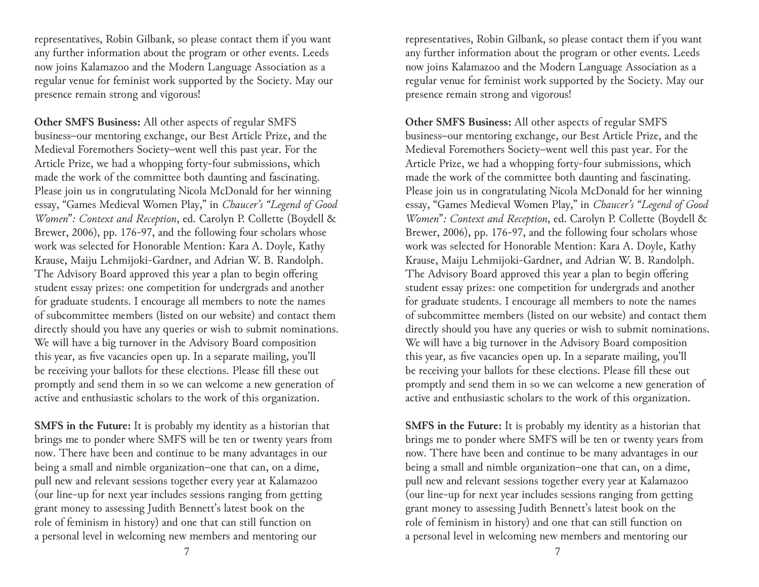representatives, Robin Gilbank, so please contact them if you want any further information about the program or other events. Leeds now joins Kalamazoo and the Modern Language Association as a regular venue for feminist work supported by the Society. May our presence remain strong and vigorous!

**Other SMFS Business:** All other aspects of regular SMFS business–our mentoring exchange, our Best Article Prize, and the Medieval Foremothers Society–went well this past year. For the Article Prize, we had a whopping forty-four submissions, which made the work of the committee both daunting and fascinating. Please join us in congratulating Nicola McDonald for her winning essay, "Games Medieval Women Play," in *Chaucer's "Legend of Good Women": Context and Reception*, ed. Carolyn P. Collette (Boydell & Brewer, 2006), pp. 176-97, and the following four scholars whose work was selected for Honorable Mention: Kara A. Doyle, Kathy Krause, Maiju Lehmijoki-Gardner, and Adrian W. B. Randolph. The Advisory Board approved this year a plan to begin offering student essay prizes: one competition for undergrads and another for graduate students. I encourage all members to note the names of subcommittee members (listed on our website) and contact them directly should you have any queries or wish to submit nominations. We will have a big turnover in the Advisory Board composition this year, as five vacancies open up. In a separate mailing, you'll be receiving your ballots for these elections. Please fill these out promptly and send them in so we can welcome a new generation of active and enthusiastic scholars to the work of this organization.

**SMFS in the Future:** It is probably my identity as a historian that brings me to ponder where SMFS will be ten or twenty years from now. There have been and continue to be many advantages in our being a small and nimble organization–one that can, on a dime, pull new and relevant sessions together every year at Kalamazoo (our line-up for next year includes sessions ranging from getting grant money to assessing Judith Bennett's latest book on the role of feminism in history) and one that can still function on a personal level in welcoming new members and mentoring our

representatives, Robin Gilbank, so please contact them if you want any further information about the program or other events. Leeds now joins Kalamazoo and the Modern Language Association as a regular venue for feminist work supported by the Society. May our presence remain strong and vigorous!

**Other SMFS Business:** All other aspects of regular SMFS business–our mentoring exchange, our Best Article Prize, and the Medieval Foremothers Society–went well this past year. For the Article Prize, we had a whopping forty-four submissions, which made the work of the committee both daunting and fascinating. Please join us in congratulating Nicola McDonald for her winning essay, "Games Medieval Women Play," in *Chaucer's "Legend of Good Women": Context and Reception*, ed. Carolyn P. Collette (Boydell & Brewer, 2006), pp. 176-97, and the following four scholars whose work was selected for Honorable Mention: Kara A. Doyle, Kathy Krause, Maiju Lehmijoki-Gardner, and Adrian W. B. Randolph. The Advisory Board approved this year a plan to begin offering student essay prizes: one competition for undergrads and another for graduate students. I encourage all members to note the names of subcommittee members (listed on our website) and contact them directly should you have any queries or wish to submit nominations. We will have a big turnover in the Advisory Board composition this year, as five vacancies open up. In a separate mailing, you'll be receiving your ballots for these elections. Please fill these out promptly and send them in so we can welcome a new generation of active and enthusiastic scholars to the work of this organization.

**SMFS in the Future:** It is probably my identity as a historian that brings me to ponder where SMFS will be ten or twenty years from now. There have been and continue to be many advantages in our being a small and nimble organization–one that can, on a dime, pull new and relevant sessions together every year at Kalamazoo (our line-up for next year includes sessions ranging from getting grant money to assessing Judith Bennett's latest book on the role of feminism in history) and one that can still function on a personal level in welcoming new members and mentoring our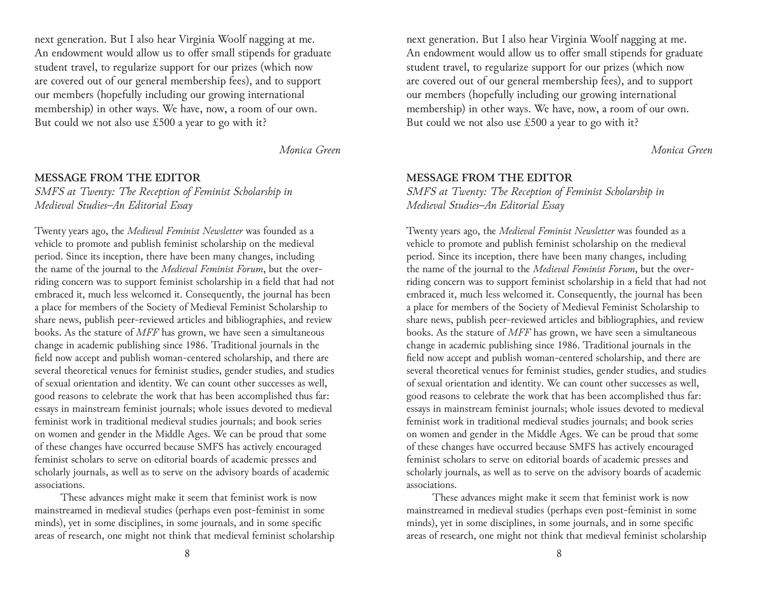next generation. But I also hear Virginia Woolf nagging at me. An endowment would allow us to offer small stipends for graduate student travel, to regularize support for our prizes (which now are covered out of our general membership fees), and to support our members (hopefully including our growing international membership) in other ways. We have, now, a room of our own. But could we not also use £500 a year to go with it?

*Monica Green*

## MESSAGE FROM THE EDITOR

*SMFS at Twenty: The Reception of Feminist Scholarship in Medieval Studies–An Editorial Essay*

Twenty years ago, the *Medieval Feminist Newsletter* was founded as a vehicle to promote and publish feminist scholarship on the medieval period. Since its inception, there have been many changes, including the name of the journal to the *Medieval Feminist Forum*, but the overriding concern was to support feminist scholarship in a field that had not embraced it, much less welcomed it. Consequently, the journal has been a place for members of the Society of Medieval Feminist Scholarship to share news, publish peer-reviewed articles and bibliographies, and review books. As the stature of *MFF* has grown, we have seen a simultaneous change in academic publishing since 1986. Traditional journals in the field now accept and publish woman-centered scholarship, and there are several theoretical venues for feminist studies, gender studies, and studies of sexual orientation and identity. We can count other successes as well, good reasons to celebrate the work that has been accomplished thus far: essays in mainstream feminist journals; whole issues devoted to medieval feminist work in traditional medieval studies journals; and book series on women and gender in the Middle Ages. We can be proud that some of these changes have occurred because SMFS has actively encouraged feminist scholars to serve on editorial boards of academic presses and scholarly journals, as well as to serve on the advisory boards of academic associations.

These advances might make it seem that feminist work is now mainstreamed in medieval studies (perhaps even post-feminist in some minds), yet in some disciplines, in some journals, and in some specific areas of research, one might not think that medieval feminist scholarship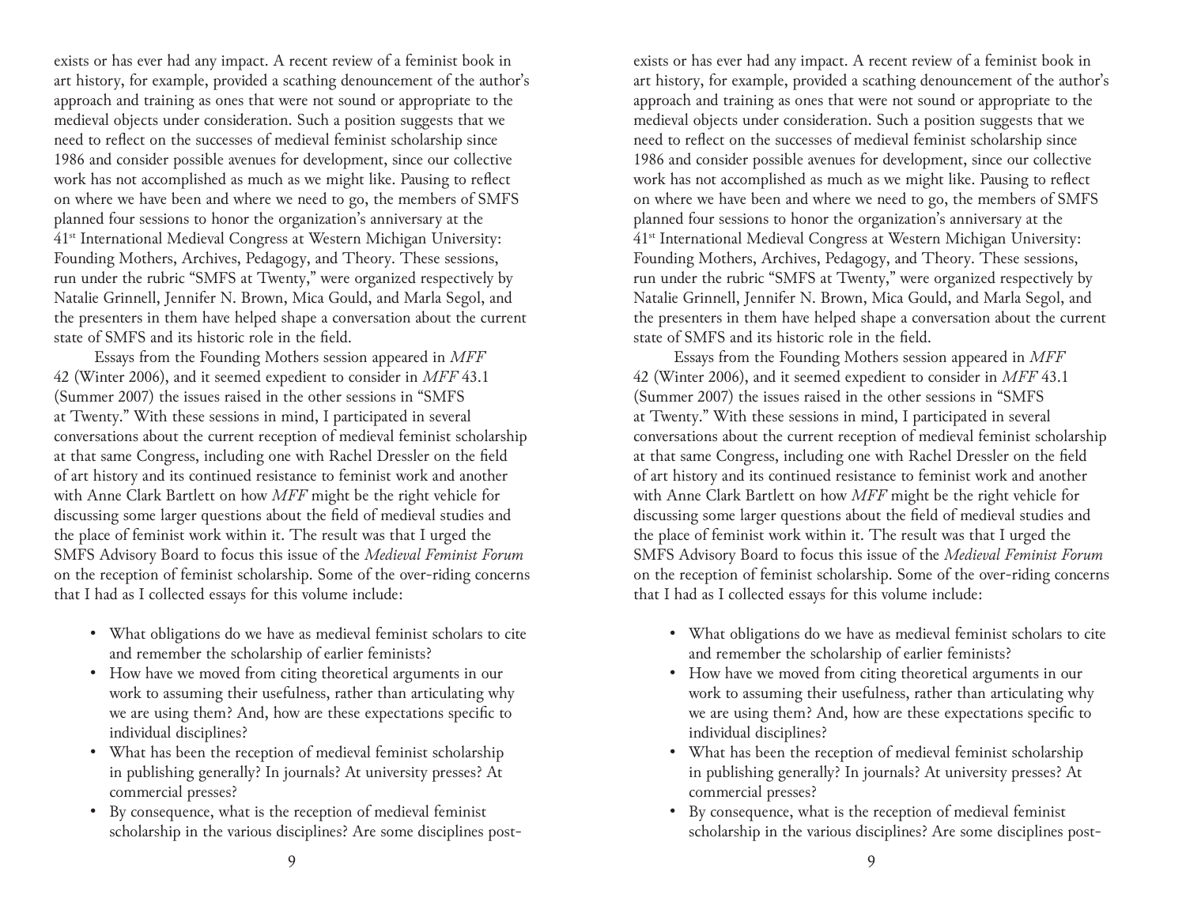exists or has ever had any impact. A recent review of a feminist book in art history, for example, provided a scathing denouncement of the author's approach and training as ones that were not sound or appropriate to the medieval objects under consideration. Such a position suggests that we need to reflect on the successes of medieval feminist scholarship since 1986 and consider possible avenues for development, since our collective work has not accomplished as much as we might like. Pausing to reflect on where we have been and where we need to go, the members of SMFS planned four sessions to honor the organization's anniversary at the 41st International Medieval Congress at Western Michigan University: Founding Mothers, Archives, Pedagogy, and Theory. These sessions, run under the rubric "SMFS at Twenty," were organized respectively by Natalie Grinnell, Jennifer N. Brown, Mica Gould, and Marla Segol, and the presenters in them have helped shape a conversation about the current state of SMFS and its historic role in the field.

Essays from the Founding Mothers session appeared in *MFF* 42 (Winter 2006), and it seemed expedient to consider in *MFF* 43.1 (Summer 2007) the issues raised in the other sessions in "SMFS at Twenty." With these sessions in mind, I participated in several conversations about the current reception of medieval feminist scholarship at that same Congress, including one with Rachel Dressler on the field of art history and its continued resistance to feminist work and another with Anne Clark Bartlett on how *MFF* might be the right vehicle for discussing some larger questions about the field of medieval studies and the place of feminist work within it. The result was that I urged the SMFS Advisory Board to focus this issue of the *Medieval Feminist Forum* on the reception of feminist scholarship. Some of the over-riding concerns that I had as I collected essays for this volume include:

- What obligations do we have as medieval feminist scholars to cite and remember the scholarship of earlier feminists?
- How have we moved from citing theoretical arguments in our work to assuming their usefulness, rather than articulating why we are using them? And, how are these expectations specific to individual disciplines?
- What has been the reception of medieval feminist scholarship in publishing generally? In journals? At university presses? At commercial presses?
- By consequence, what is the reception of medieval feminist scholarship in the various disciplines? Are some disciplines post-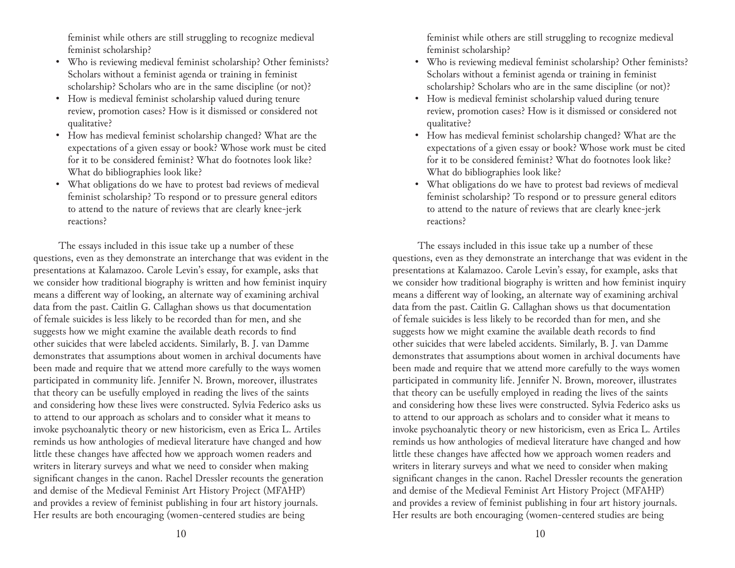feminist while others are still struggling to recognize medieval feminist scholarship?

- Who is reviewing medieval feminist scholarship? Other feminists? Scholars without a feminist agenda or training in feminist scholarship? Scholars who are in the same discipline (or not)?
- How is medieval feminist scholarship valued during tenure review, promotion cases? How is it dismissed or considered not qualitative?
- How has medieval feminist scholarship changed? What are the expectations of a given essay or book? Whose work must be cited for it to be considered feminist? What do footnotes look like? What do bibliographies look like?
- What obligations do we have to protest bad reviews of medieval feminist scholarship? To respond or to pressure general editors to attend to the nature of reviews that are clearly knee-jerk reactions?

The essays included in this issue take up a number of these questions, even as they demonstrate an interchange that was evident in the presentations at Kalamazoo. Carole Levin's essay, for example, asks that we consider how traditional biography is written and how feminist inquiry means a different way of looking, an alternate way of examining archival data from the past. Caitlin G. Callaghan shows us that documentation of female suicides is less likely to be recorded than for men, and she suggests how we might examine the available death records to find other suicides that were labeled accidents. Similarly, B. J. van Damme demonstrates that assumptions about women in archival documents have been made and require that we attend more carefully to the ways women participated in community life. Jennifer N. Brown, moreover, illustrates that theory can be usefully employed in reading the lives of the saints and considering how these lives were constructed. Sylvia Federico asks us to attend to our approach as scholars and to consider what it means to invoke psychoanalytic theory or new historicism, even as Erica L. Artiles reminds us how anthologies of medieval literature have changed and how little these changes have affected how we approach women readers and writers in literary surveys and what we need to consider when making significant changes in the canon. Rachel Dressler recounts the generation and demise of the Medieval Feminist Art History Project (MFAHP) and provides a review of feminist publishing in four art history journals. Her results are both encouraging (women-centered studies are being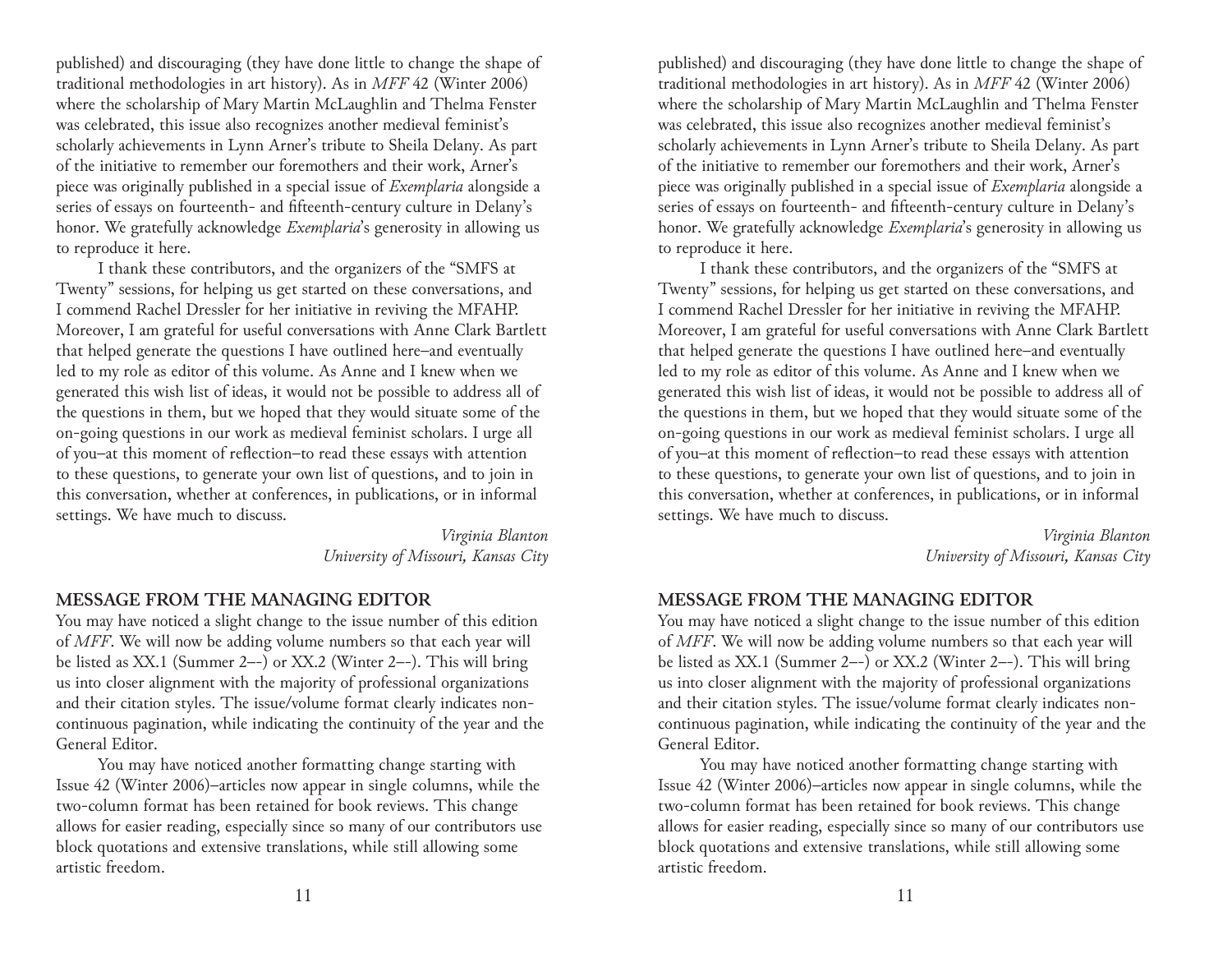published) and discouraging (they have done little to change the shape of traditional methodologies in art history). As in *MFF* 42 (Winter 2006) where the scholarship of Mary Martin McLaughlin and Thelma Fenster was celebrated, this issue also recognizes another medieval feminist's scholarly achievements in Lynn Arner's tribute to Sheila Delany. As part of the initiative to remember our foremothers and their work, Arner's piece was originally published in a special issue of *Exemplaria* alongside a series of essays on fourteenth- and fifteenth-century culture in Delany's honor. We gratefully acknowledge *Exemplaria*'s generosity in allowing us to reproduce it here.

I thank these contributors, and the organizers of the "SMFS at Twenty" sessions, for helping us get started on these conversations, and I commend Rachel Dressler for her initiative in reviving the MFAHP. Moreover, I am grateful for useful conversations with Anne Clark Bartlett that helped generate the questions I have outlined here–and eventually led to my role as editor of this volume. As Anne and I knew when we generated this wish list of ideas, it would not be possible to address all of the questions in them, but we hoped that they would situate some of the on-going questions in our work as medieval feminist scholars. I urge all of you–at this moment of reflection–to read these essays with attention to these questions, to generate your own list of questions, and to join in this conversation, whether at conferences, in publications, or in informal settings. We have much to discuss.

*Virginia Blanton*
*University of Missouri, Kansas City*

## MESSAGE FROM THE MANAGING EDITOR

You may have noticed a slight change to the issue number of this edition of *MFF*. We will now be adding volume numbers so that each year will be listed as XX.1 (Summer 2––) or XX.2 (Winter 2––). This will bring us into closer alignment with the majority of professional organizations and their citation styles. The issue/volume format clearly indicates non-continuous pagination, while indicating the continuity of the year and the General Editor.

You may have noticed another formatting change starting with Issue 42 (Winter 2006)–articles now appear in single columns, while the two-column format has been retained for book reviews. This change allows for easier reading, especially since so many of our contributors use block quotations and extensive translations, while still allowing some artistic freedom.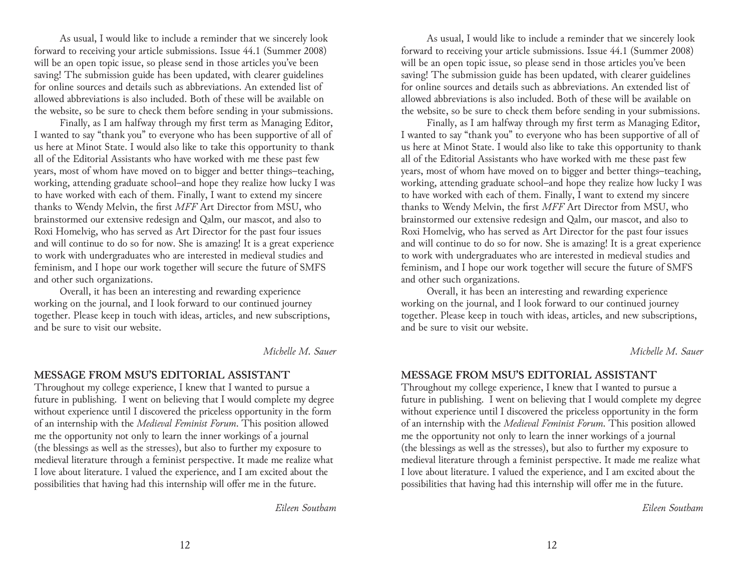As usual, I would like to include a reminder that we sincerely look forward to receiving your article submissions. Issue 44.1 (Summer 2008) will be an open topic issue, so please send in those articles you've been saving! The submission guide has been updated, with clearer guidelines for online sources and details such as abbreviations. An extended list of allowed abbreviations is also included. Both of these will be available on the website, so be sure to check them before sending in your submissions.

Finally, as I am halfway through my first term as Managing Editor, I wanted to say "thank you" to everyone who has been supportive of all of us here at Minot State. I would also like to take this opportunity to thank all of the Editorial Assistants who have worked with me these past few years, most of whom have moved on to bigger and better things–teaching, working, attending graduate school–and hope they realize how lucky I was to have worked with each of them. Finally, I want to extend my sincere thanks to Wendy Melvin, the first *MFF* Art Director from MSU, who brainstormed our extensive redesign and Qalm, our mascot, and also to Roxi Homelvig, who has served as Art Director for the past four issues and will continue to do so for now. She is amazing! It is a great experience to work with undergraduates who are interested in medieval studies and feminism, and I hope our work together will secure the future of SMFS and other such organizations.

Overall, it has been an interesting and rewarding experience working on the journal, and I look forward to our continued journey together. Please keep in touch with ideas, articles, and new subscriptions, and be sure to visit our website.

*Michelle M. Sauer*

## MESSAGE FROM MSU'S EDITORIAL ASSISTANT

Throughout my college experience, I knew that I wanted to pursue a future in publishing. I went on believing that I would complete my degree without experience until I discovered the priceless opportunity in the form of an internship with the *Medieval Feminist Forum*. This position allowed me the opportunity not only to learn the inner workings of a journal (the blessings as well as the stresses), but also to further my exposure to medieval literature through a feminist perspective. It made me realize what I love about literature. I valued the experience, and I am excited about the possibilities that having had this internship will offer me in the future.

*Eileen Southam*

As usual, I would like to include a reminder that we sincerely look forward to receiving your article submissions. Issue 44.1 (Summer 2008) will be an open topic issue, so please send in those articles you've been saving! The submission guide has been updated, with clearer guidelines for online sources and details such as abbreviations. An extended list of allowed abbreviations is also included. Both of these will be available on the website, so be sure to check them before sending in your submissions.

Finally, as I am halfway through my first term as Managing Editor, I wanted to say "thank you" to everyone who has been supportive of all of us here at Minot State. I would also like to take this opportunity to thank all of the Editorial Assistants who have worked with me these past few years, most of whom have moved on to bigger and better things–teaching, working, attending graduate school–and hope they realize how lucky I was to have worked with each of them. Finally, I want to extend my sincere thanks to Wendy Melvin, the first *MFF* Art Director from MSU, who brainstormed our extensive redesign and Qalm, our mascot, and also to Roxi Homelvig, who has served as Art Director for the past four issues and will continue to do so for now. She is amazing! It is a great experience to work with undergraduates who are interested in medieval studies and feminism, and I hope our work together will secure the future of SMFS and other such organizations.

Overall, it has been an interesting and rewarding experience working on the journal, and I look forward to our continued journey together. Please keep in touch with ideas, articles, and new subscriptions, and be sure to visit our website.

*Michelle M. Sauer*

## MESSAGE FROM MSU'S EDITORIAL ASSISTANT

Throughout my college experience, I knew that I wanted to pursue a future in publishing. I went on believing that I would complete my degree without experience until I discovered the priceless opportunity in the form of an internship with the *Medieval Feminist Forum*. This position allowed me the opportunity not only to learn the inner workings of a journal (the blessings as well as the stresses), but also to further my exposure to medieval literature through a feminist perspective. It made me realize what I love about literature. I valued the experience, and I am excited about the possibilities that having had this internship will offer me in the future.

*Eileen Southam*